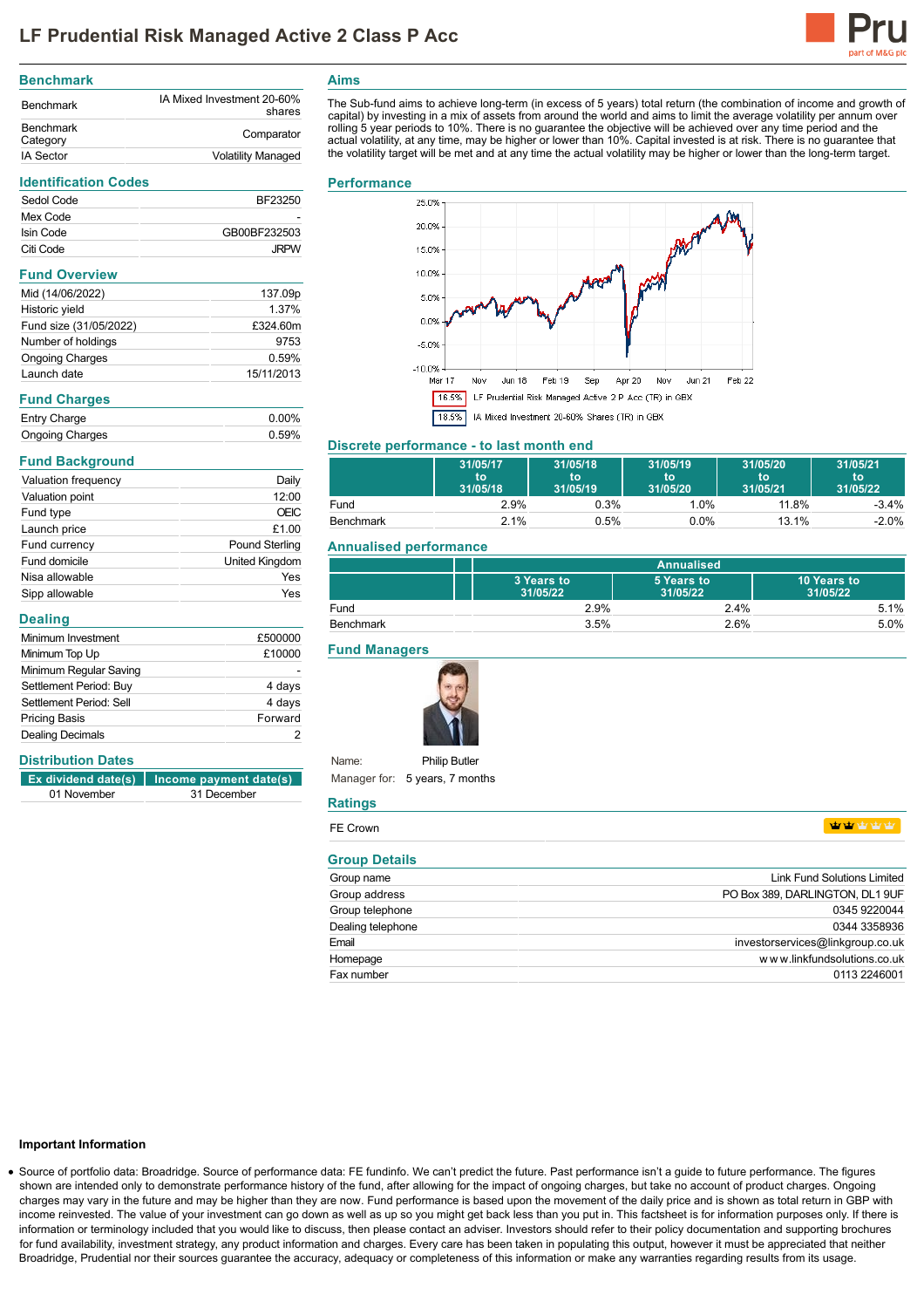# LF Prudential Risk Managed Active 2 Class P Acc

## Benchmark

| | |
|---|---|
| Benchmark | IA Mixed Investment 20-60% shares |
| Benchmark Category | Comparator |
| IA Sector | Volatility Managed |

## Identification Codes

| | |
|---|---|
| Sedol Code | BF23250 |
| Mex Code | - |
| Isin Code | GB00BF232503 |
| Citi Code | JRPW |

## Fund Overview

| | |
|---|---|
| Mid (14/06/2022) | 137.09p |
| Historic yield | 1.37% |
| Fund size (31/05/2022) | £324.60m |
| Number of holdings | 9753 |
| Ongoing Charges | 0.59% |
| Launch date | 15/11/2013 |

## Fund Charges

| | |
|---|---|
| Entry Charge | 0.00% |
| Ongoing Charges | 0.59% |

## Fund Background

| | |
|---|---|
| Valuation frequency | Daily |
| Valuation point | 12:00 |
| Fund type | OEIC |
| Launch price | £1.00 |
| Fund currency | Pound Sterling |
| Fund domicile | United Kingdom |
| Nisa allowable | Yes |
| Sipp allowable | Yes |

## Dealing

| | |
|---|---|
| Minimum Investment | £500000 |
| Minimum Top Up | £10000 |
| Minimum Regular Saving | - |
| Settlement Period: Buy | 4 days |
| Settlement Period: Sell | 4 days |
| Pricing Basis | Forward |
| Dealing Decimals | 2 |

## Distribution Dates

| Ex dividend date(s) | Income payment date(s) |
|---|---|
| 01 November | 31 December |

## Aims

The Sub-fund aims to achieve long-term (in excess of 5 years) total return (the combination of income and growth of capital) by investing in a mix of assets from around the world and aims to limit the average volatility per annum over rolling 5 year periods to 10%. There is no guarantee the objective will be achieved over any time period and the actual volatility, at any time, may be higher or lower than 10%. Capital invested is at risk. There is no guarantee that the volatility target will be met and at any time the actual volatility may be higher or lower than the long-term target.

## Performance

16.5% LF Prudential Risk Managed Active 2 P Acc (TR) in GBX

18.5% IA Mixed Investment 20-60% Shares (TR) in GBX

## Discrete performance - to last month end

| | 31/05/17 to 31/05/18 | 31/05/18 to 31/05/19 | 31/05/19 to 31/05/20 | 31/05/20 to 31/05/21 | 31/05/21 to 31/05/22 |
|---|---|---|---|---|---|
| Fund | 2.9% | 0.3% | 1.0% | 11.8% | -3.4% |
| Benchmark | 2.1% | 0.5% | 0.0% | 13.1% | -2.0% |

## Annualised performance

| | Annualised | | |
|---|---|---|---|
| | 3 Years to 31/05/22 | 5 Years to 31/05/22 | 10 Years to 31/05/22 |
| Fund | 2.9% | 2.4% | 5.1% |
| Benchmark | 3.5% | 2.6% | 5.0% |

## Fund Managers

Name: Philip Butler

Manager for: 5 years, 7 months

## Ratings

FE Crown

## Group Details

| | |
|---|---|
| Group name | Link Fund Solutions Limited |
| Group address | PO Box 389, DARLINGTON, DL1 9UF |
| Group telephone | 0345 9220044 |
| Dealing telephone | 0344 3358936 |
| Email | investorservices@linkgroup.co.uk |
| Homepage | www.linkfundsolutions.co.uk |
| Fax number | 0113 2246001 |

### Important Information

- Source of portfolio data: Broadridge. Source of performance data: FE fundinfo. We can't predict the future. Past performance isn't a guide to future performance. The figures shown are intended only to demonstrate performance history of the fund, after allowing for the impact of ongoing charges, but take no account of product charges. Ongoing charges may vary in the future and may be higher than they are now. Fund performance is based upon the movement of the daily price and is shown as total return in GBP with income reinvested. The value of your investment can go down as well as up so you might get back less than you put in. This factsheet is for information purposes only. If there is information or terminology included that you would like to discuss, then please contact an adviser. Investors should refer to their policy documentation and supporting brochures for fund availability, investment strategy, any product information and charges. Every care has been taken in populating this output, however it must be appreciated that neither Broadridge, Prudential nor their sources guarantee the accuracy, adequacy or completeness of this information or make any warranties regarding results from its usage.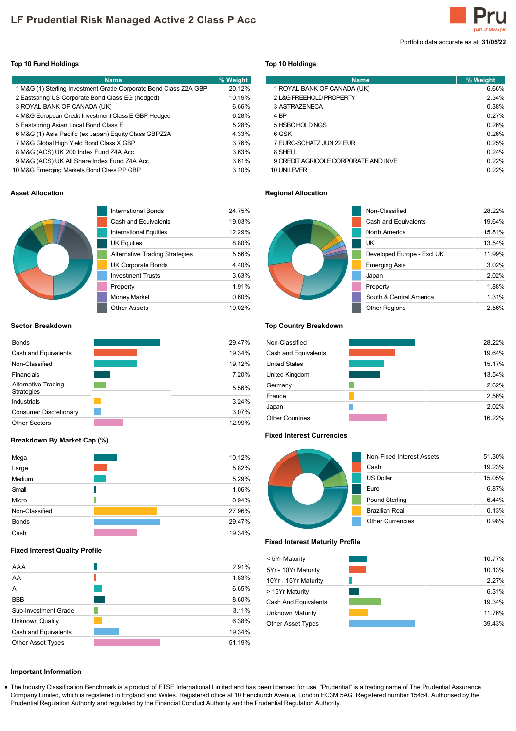# LF Prudential Risk Managed Active 2 Class P Acc

Portfolio data accurate as at: **31/05/22**

## Top 10 Fund Holdings

| Name | % Weight |
|---|---|
| 1 M&G (1) Sterling Investment Grade Corporate Bond Class Z2A GBP | 20.12% |
| 2 Eastspring US Corporate Bond Class EG (hedged) | 10.19% |
| 3 ROYAL BANK OF CANADA (UK) | 6.66% |
| 4 M&G European Credit Investment Class E GBP Hedged | 6.28% |
| 5 Eastspring Asian Local Bond Class E | 5.28% |
| 6 M&G (1) Asia Pacific (ex Japan) Equity Class GBPZ2A | 4.33% |
| 7 M&G Global High Yield Bond Class X GBP | 3.76% |
| 8 M&G (ACS) UK 200 Index Fund Z4A Acc | 3.63% |
| 9 M&G (ACS) UK All Share Index Fund Z4A Acc | 3.61% |
| 10 M&G Emerging Markets Bond Class PP GBP | 3.10% |

## Top 10 Holdings

| Name | % Weight |
|---|---|
| 1 ROYAL BANK OF CANADA (UK) | 6.66% |
| 2 L&G FREEHOLD PROPERTY | 2.34% |
| 3 ASTRAZENECA | 0.38% |
| 4 BP | 0.27% |
| 5 HSBC HOLDINGS | 0.26% |
| 6 GSK | 0.26% |
| 7 EURO-SCHATZ JUN 22 EUR | 0.25% |
| 8 SHELL | 0.24% |
| 9 CREDIT AGRICOLE CORPORATE AND INVE | 0.22% |
| 10 UNILEVER | 0.22% |

## Asset Allocation

| Asset | % |
|---|---|
| International Bonds | 24.75% |
| Cash and Equivalents | 19.03% |
| International Equities | 12.29% |
| UK Equities | 8.80% |
| Alternative Trading Strategies | 5.56% |
| UK Corporate Bonds | 4.40% |
| Investment Trusts | 3.63% |
| Property | 1.91% |
| Money Market | 0.60% |
| Other Assets | 19.02% |

## Regional Allocation

| Region | % |
|---|---|
| Non-Classified | 28.22% |
| Cash and Equivalents | 19.64% |
| North America | 15.81% |
| UK | 13.54% |
| Developed Europe - Excl UK | 11.99% |
| Emerging Asia | 3.02% |
| Japan | 2.02% |
| Property | 1.88% |
| South & Central America | 1.31% |
| Other Regions | 2.56% |

## Sector Breakdown

| Sector | % |
|---|---|
| Bonds | 29.47% |
| Cash and Equivalents | 19.34% |
| Non-Classified | 19.12% |
| Financials | 7.20% |
| Alternative Trading Strategies | 5.56% |
| Industrials | 3.24% |
| Consumer Discretionary | 3.07% |
| Other Sectors | 12.99% |

## Top Country Breakdown

| Country | % |
|---|---|
| Non-Classified | 28.22% |
| Cash and Equivalents | 19.64% |
| United States | 15.17% |
| United Kingdom | 13.54% |
| Germany | 2.62% |
| France | 2.56% |
| Japan | 2.02% |
| Other Countries | 16.22% |

## Breakdown By Market Cap (%)

| Market Cap | % |
|---|---|
| Mega | 10.12% |
| Large | 5.82% |
| Medium | 5.29% |
| Small | 1.06% |
| Micro | 0.94% |
| Non-Classified | 27.96% |
| Bonds | 29.47% |
| Cash | 19.34% |

## Fixed Interest Currencies

| Currency | % |
|---|---|
| Non-Fixed Interest Assets | 51.30% |
| Cash | 19.23% |
| US Dollar | 15.05% |
| Euro | 6.87% |
| Pound Sterling | 6.44% |
| Brazilian Real | 0.13% |
| Other Currencies | 0.98% |

## Fixed Interest Quality Profile

| Quality | % |
|---|---|
| AAA | 2.91% |
| AA | 1.83% |
| A | 6.65% |
| BBB | 8.60% |
| Sub-Investment Grade | 3.11% |
| Unknown Quality | 6.38% |
| Cash and Equivalents | 19.34% |
| Other Asset Types | 51.19% |

## Fixed Interest Maturity Profile

| Maturity | % |
|---|---|
| < 5Yr Maturity | 10.77% |
| 5Yr - 10Yr Maturity | 10.13% |
| 10Yr - 15Yr Maturity | 2.27% |
| > 15Yr Maturity | 6.31% |
| Cash And Equivalents | 19.34% |
| Unknown Maturity | 11.76% |
| Other Asset Types | 39.43% |

## Important Information

- The Industry Classification Benchmark is a product of FTSE International Limited and has been licensed for use. "Prudential" is a trading name of The Prudential Assurance Company Limited, which is registered in England and Wales. Registered office at 10 Fenchurch Avenue, London EC3M 5AG. Registered number 15454. Authorised by the Prudential Regulation Authority and regulated by the Financial Conduct Authority and the Prudential Regulation Authority.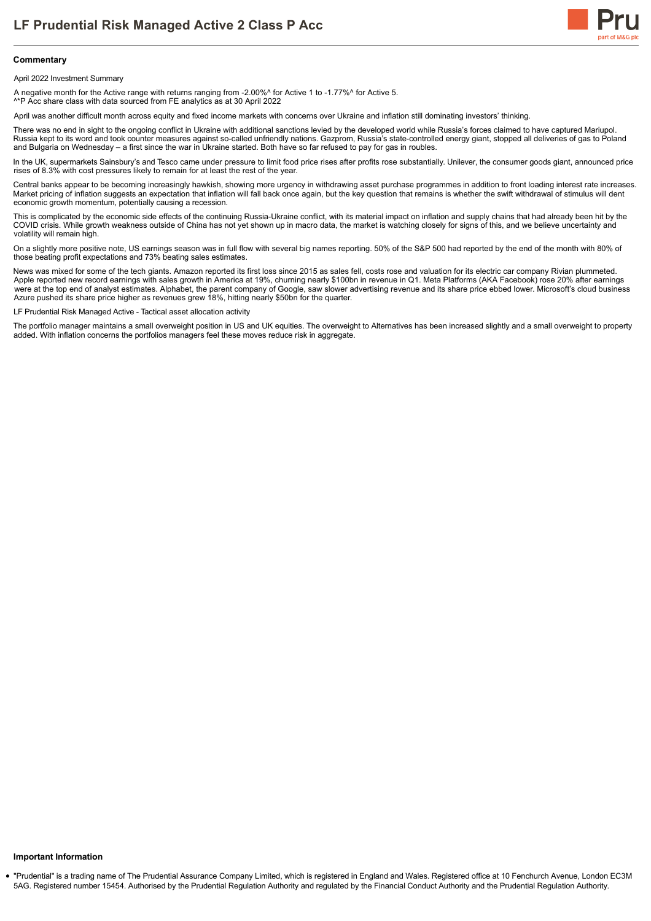# LF Prudential Risk Managed Active 2 Class P Acc

## Commentary

April 2022 Investment Summary

A negative month for the Active range with returns ranging from -2.00%^ for Active 1 to -1.77%^ for Active 5.
^*P Acc share class with data sourced from FE analytics as at 30 April 2022

April was another difficult month across equity and fixed income markets with concerns over Ukraine and inflation still dominating investors' thinking.

There was no end in sight to the ongoing conflict in Ukraine with additional sanctions levied by the developed world while Russia's forces claimed to have captured Mariupol. Russia kept to its word and took counter measures against so-called unfriendly nations. Gazprom, Russia's state-controlled energy giant, stopped all deliveries of gas to Poland and Bulgaria on Wednesday – a first since the war in Ukraine started. Both have so far refused to pay for gas in roubles.

In the UK, supermarkets Sainsbury's and Tesco came under pressure to limit food price rises after profits rose substantially. Unilever, the consumer goods giant, announced price rises of 8.3% with cost pressures likely to remain for at least the rest of the year.

Central banks appear to be becoming increasingly hawkish, showing more urgency in withdrawing asset purchase programmes in addition to front loading interest rate increases. Market pricing of inflation suggests an expectation that inflation will fall back once again, but the key question that remains is whether the swift withdrawal of stimulus will dent economic growth momentum, potentially causing a recession.

This is complicated by the economic side effects of the continuing Russia-Ukraine conflict, with its material impact on inflation and supply chains that had already been hit by the COVID crisis. While growth weakness outside of China has not yet shown up in macro data, the market is watching closely for signs of this, and we believe uncertainty and volatility will remain high.

On a slightly more positive note, US earnings season was in full flow with several big names reporting. 50% of the S&P 500 had reported by the end of the month with 80% of those beating profit expectations and 73% beating sales estimates.

News was mixed for some of the tech giants. Amazon reported its first loss since 2015 as sales fell, costs rose and valuation for its electric car company Rivian plummeted. Apple reported new record earnings with sales growth in America at 19%, churning nearly $100bn in revenue in Q1. Meta Platforms (AKA Facebook) rose 20% after earnings were at the top end of analyst estimates. Alphabet, the parent company of Google, saw slower advertising revenue and its share price ebbed lower. Microsoft's cloud business Azure pushed its share price higher as revenues grew 18%, hitting nearly $50bn for the quarter.

LF Prudential Risk Managed Active - Tactical asset allocation activity

The portfolio manager maintains a small overweight position in US and UK equities. The overweight to Alternatives has been increased slightly and a small overweight to property added. With inflation concerns the portfolios managers feel these moves reduce risk in aggregate.

## Important Information

- "Prudential" is a trading name of The Prudential Assurance Company Limited, which is registered in England and Wales. Registered office at 10 Fenchurch Avenue, London EC3M 5AG. Registered number 15454. Authorised by the Prudential Regulation Authority and regulated by the Financial Conduct Authority and the Prudential Regulation Authority.